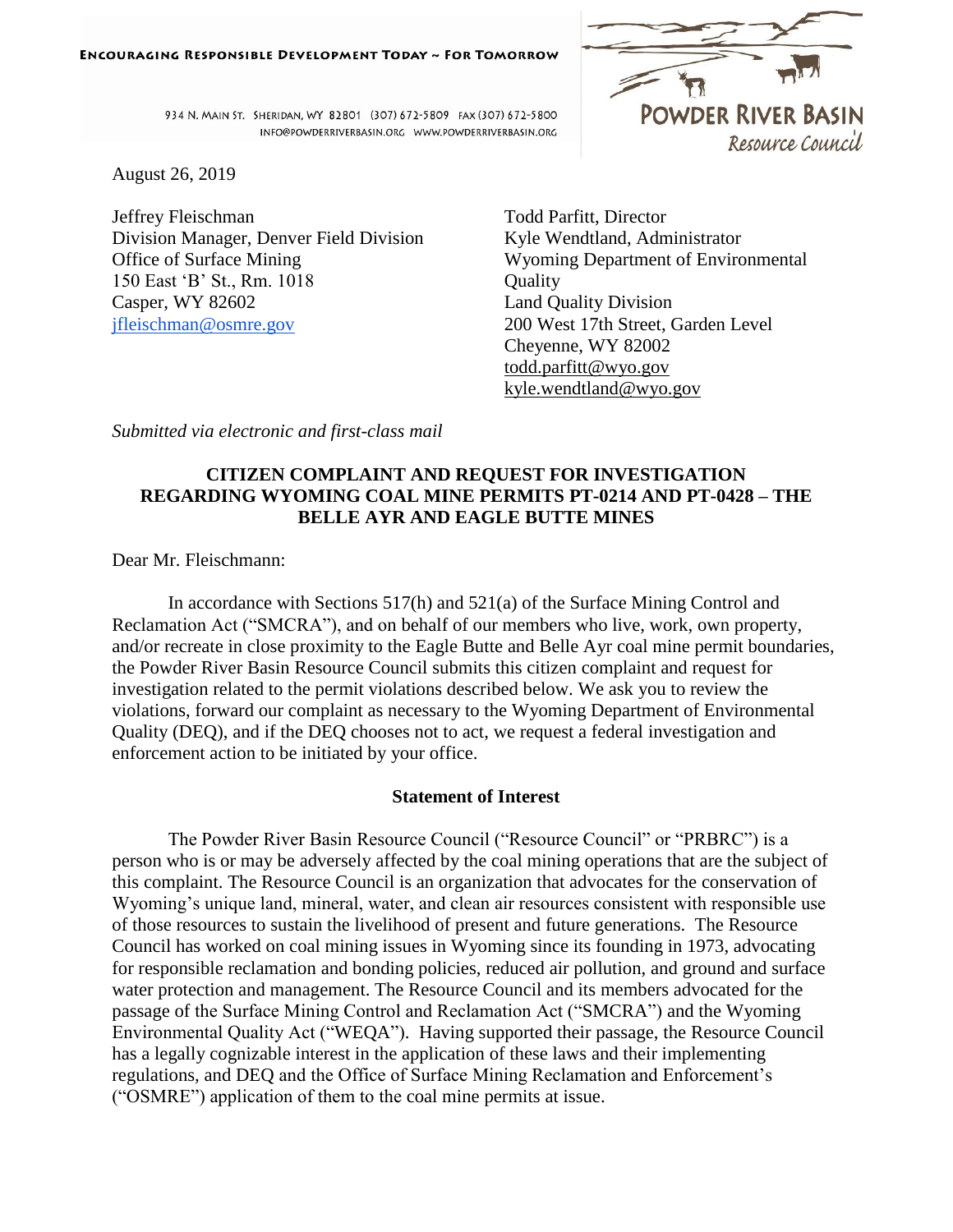ENCOURAGING RESPONSIBLE DEVELOPMENT TODAY ~ FOR TOMORROW

934 N. MAIN ST. SHERIDAN, WY 82801 (307) 672-5809 FAX (307) 672-5800
INFO@POWDERRIVERBASIN.ORG WWW.POWDERRIVERBASIN.ORG

POWDER RIVER BASIN
Resource Council

August 26, 2019

Jeffrey Fleischman
Division Manager, Denver Field Division
Office of Surface Mining
150 East 'B' St., Rm. 1018
Casper, WY 82602
jfleischman@osmre.gov

Todd Parfitt, Director
Kyle Wendtland, Administrator
Wyoming Department of Environmental Quality
Land Quality Division
200 West 17th Street, Garden Level
Cheyenne, WY 82002
todd.parfitt@wyo.gov
kyle.wendtland@wyo.gov

*Submitted via electronic and first-class mail*

**CITIZEN COMPLAINT AND REQUEST FOR INVESTIGATION REGARDING WYOMING COAL MINE PERMITS PT-0214 AND PT-0428 – THE BELLE AYR AND EAGLE BUTTE MINES**

Dear Mr. Fleischmann:

In accordance with Sections 517(h) and 521(a) of the Surface Mining Control and Reclamation Act ("SMCRA"), and on behalf of our members who live, work, own property, and/or recreate in close proximity to the Eagle Butte and Belle Ayr coal mine permit boundaries, the Powder River Basin Resource Council submits this citizen complaint and request for investigation related to the permit violations described below. We ask you to review the violations, forward our complaint as necessary to the Wyoming Department of Environmental Quality (DEQ), and if the DEQ chooses not to act, we request a federal investigation and enforcement action to be initiated by your office.

**Statement of Interest**

The Powder River Basin Resource Council ("Resource Council" or "PRBRC") is a person who is or may be adversely affected by the coal mining operations that are the subject of this complaint. The Resource Council is an organization that advocates for the conservation of Wyoming's unique land, mineral, water, and clean air resources consistent with responsible use of those resources to sustain the livelihood of present and future generations. The Resource Council has worked on coal mining issues in Wyoming since its founding in 1973, advocating for responsible reclamation and bonding policies, reduced air pollution, and ground and surface water protection and management. The Resource Council and its members advocated for the passage of the Surface Mining Control and Reclamation Act ("SMCRA") and the Wyoming Environmental Quality Act ("WEQA"). Having supported their passage, the Resource Council has a legally cognizable interest in the application of these laws and their implementing regulations, and DEQ and the Office of Surface Mining Reclamation and Enforcement's ("OSMRE") application of them to the coal mine permits at issue.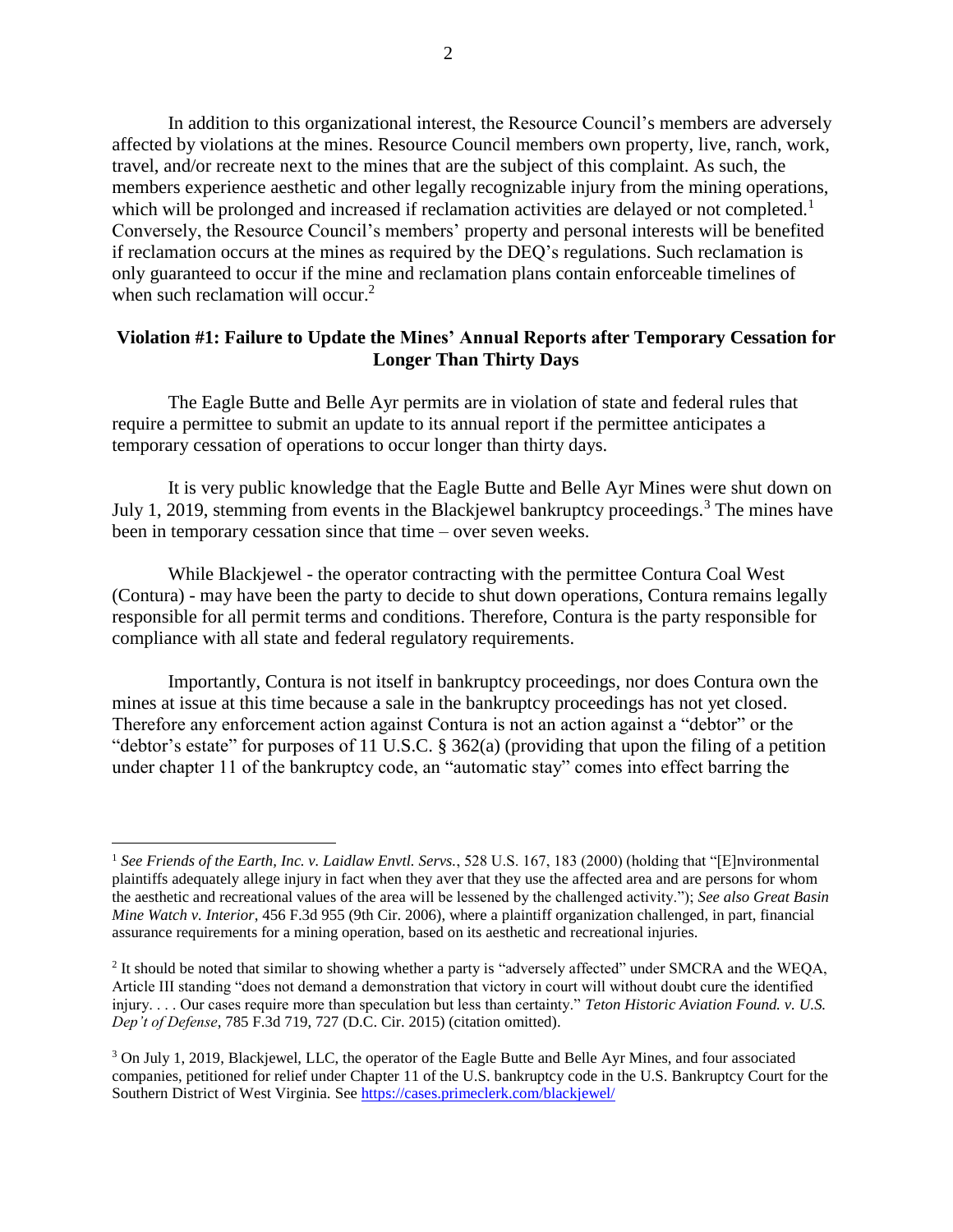In addition to this organizational interest, the Resource Council's members are adversely affected by violations at the mines. Resource Council members own property, live, ranch, work, travel, and/or recreate next to the mines that are the subject of this complaint. As such, the members experience aesthetic and other legally recognizable injury from the mining operations, which will be prolonged and increased if reclamation activities are delayed or not completed.[1] Conversely, the Resource Council's members' property and personal interests will be benefited if reclamation occurs at the mines as required by the DEQ's regulations. Such reclamation is only guaranteed to occur if the mine and reclamation plans contain enforceable timelines of when such reclamation will occur.[2]

**Violation #1: Failure to Update the Mines' Annual Reports after Temporary Cessation for Longer Than Thirty Days**

The Eagle Butte and Belle Ayr permits are in violation of state and federal rules that require a permittee to submit an update to its annual report if the permittee anticipates a temporary cessation of operations to occur longer than thirty days.

It is very public knowledge that the Eagle Butte and Belle Ayr Mines were shut down on July 1, 2019, stemming from events in the Blackjewel bankruptcy proceedings.[3] The mines have been in temporary cessation since that time – over seven weeks.

While Blackjewel - the operator contracting with the permittee Contura Coal West (Contura) - may have been the party to decide to shut down operations, Contura remains legally responsible for all permit terms and conditions. Therefore, Contura is the party responsible for compliance with all state and federal regulatory requirements.

Importantly, Contura is not itself in bankruptcy proceedings, nor does Contura own the mines at issue at this time because a sale in the bankruptcy proceedings has not yet closed. Therefore any enforcement action against Contura is not an action against a "debtor" or the "debtor's estate" for purposes of 11 U.S.C. § 362(a) (providing that upon the filing of a petition under chapter 11 of the bankruptcy code, an "automatic stay" comes into effect barring the

---

[1] *See Friends of the Earth, Inc. v. Laidlaw Envtl. Servs.*, 528 U.S. 167, 183 (2000) (holding that "[E]nvironmental plaintiffs adequately allege injury in fact when they aver that they use the affected area and are persons for whom the aesthetic and recreational values of the area will be lessened by the challenged activity."); *See also Great Basin Mine Watch v. Interior*, 456 F.3d 955 (9th Cir. 2006), where a plaintiff organization challenged, in part, financial assurance requirements for a mining operation, based on its aesthetic and recreational injuries.

[2] It should be noted that similar to showing whether a party is "adversely affected" under SMCRA and the WEQA, Article III standing "does not demand a demonstration that victory in court will without doubt cure the identified injury. . . . Our cases require more than speculation but less than certainty." *Teton Historic Aviation Found. v. U.S. Dep't of Defense*, 785 F.3d 719, 727 (D.C. Cir. 2015) (citation omitted).

[3] On July 1, 2019, Blackjewel, LLC, the operator of the Eagle Butte and Belle Ayr Mines, and four associated companies, petitioned for relief under Chapter 11 of the U.S. bankruptcy code in the U.S. Bankruptcy Court for the Southern District of West Virginia. See https://cases.primeclerk.com/blackjewel/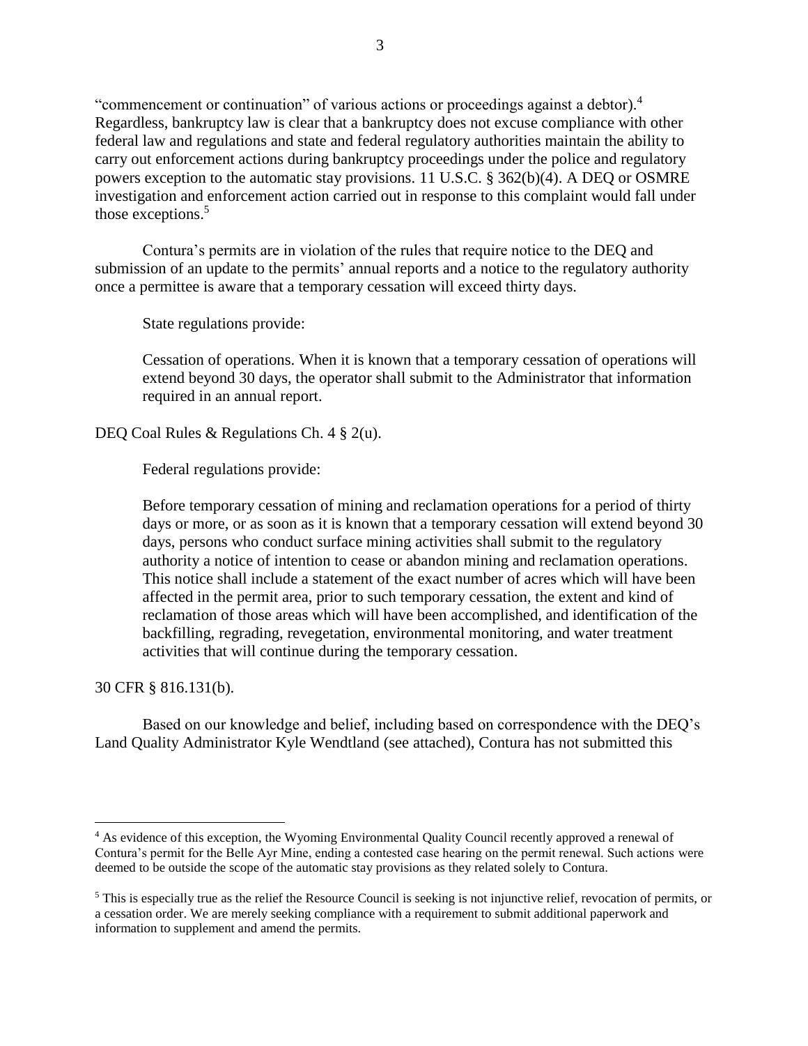"commencement or continuation" of various actions or proceedings against a debtor).[4] Regardless, bankruptcy law is clear that a bankruptcy does not excuse compliance with other federal law and regulations and state and federal regulatory authorities maintain the ability to carry out enforcement actions during bankruptcy proceedings under the police and regulatory powers exception to the automatic stay provisions. 11 U.S.C. § 362(b)(4). A DEQ or OSMRE investigation and enforcement action carried out in response to this complaint would fall under those exceptions.[5]

Contura's permits are in violation of the rules that require notice to the DEQ and submission of an update to the permits' annual reports and a notice to the regulatory authority once a permittee is aware that a temporary cessation will exceed thirty days.

State regulations provide:

> Cessation of operations. When it is known that a temporary cessation of operations will extend beyond 30 days, the operator shall submit to the Administrator that information required in an annual report.

DEQ Coal Rules & Regulations Ch. 4 § 2(u).

Federal regulations provide:

> Before temporary cessation of mining and reclamation operations for a period of thirty days or more, or as soon as it is known that a temporary cessation will extend beyond 30 days, persons who conduct surface mining activities shall submit to the regulatory authority a notice of intention to cease or abandon mining and reclamation operations. This notice shall include a statement of the exact number of acres which will have been affected in the permit area, prior to such temporary cessation, the extent and kind of reclamation of those areas which will have been accomplished, and identification of the backfilling, regrading, revegetation, environmental monitoring, and water treatment activities that will continue during the temporary cessation.

30 CFR § 816.131(b).

Based on our knowledge and belief, including based on correspondence with the DEQ's Land Quality Administrator Kyle Wendtland (see attached), Contura has not submitted this

---

[4] As evidence of this exception, the Wyoming Environmental Quality Council recently approved a renewal of Contura's permit for the Belle Ayr Mine, ending a contested case hearing on the permit renewal. Such actions were deemed to be outside the scope of the automatic stay provisions as they related solely to Contura.

[5] This is especially true as the relief the Resource Council is seeking is not injunctive relief, revocation of permits, or a cessation order. We are merely seeking compliance with a requirement to submit additional paperwork and information to supplement and amend the permits.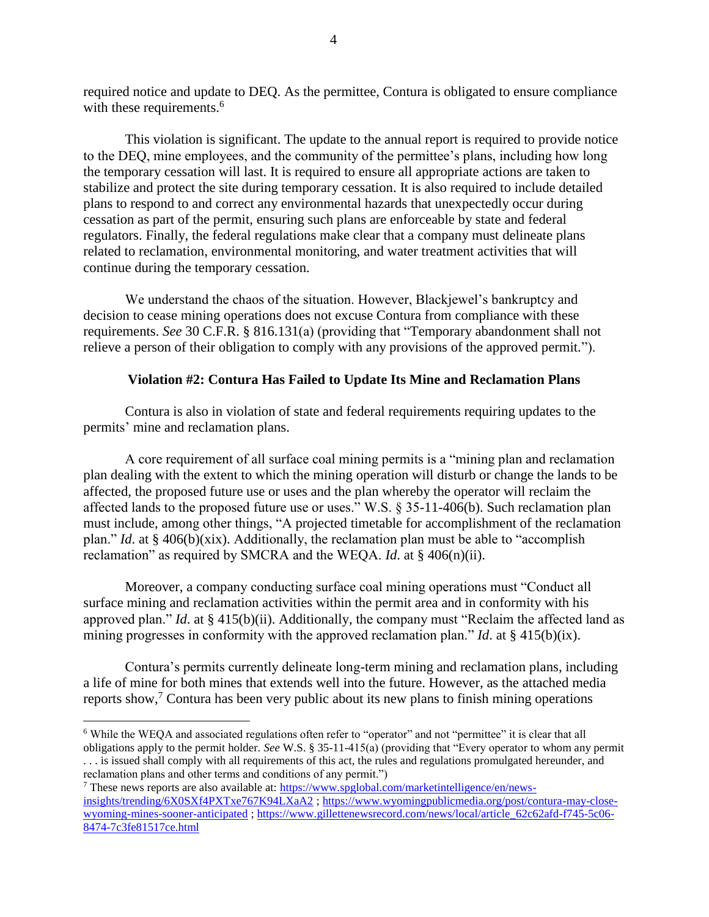required notice and update to DEQ. As the permittee, Contura is obligated to ensure compliance with these requirements.[6]

This violation is significant. The update to the annual report is required to provide notice to the DEQ, mine employees, and the community of the permittee's plans, including how long the temporary cessation will last. It is required to ensure all appropriate actions are taken to stabilize and protect the site during temporary cessation. It is also required to include detailed plans to respond to and correct any environmental hazards that unexpectedly occur during cessation as part of the permit, ensuring such plans are enforceable by state and federal regulators. Finally, the federal regulations make clear that a company must delineate plans related to reclamation, environmental monitoring, and water treatment activities that will continue during the temporary cessation.

We understand the chaos of the situation. However, Blackjewel's bankruptcy and decision to cease mining operations does not excuse Contura from compliance with these requirements. *See* 30 C.F.R. § 816.131(a) (providing that "Temporary abandonment shall not relieve a person of their obligation to comply with any provisions of the approved permit.").

**Violation #2: Contura Has Failed to Update Its Mine and Reclamation Plans**

Contura is also in violation of state and federal requirements requiring updates to the permits' mine and reclamation plans.

A core requirement of all surface coal mining permits is a "mining plan and reclamation plan dealing with the extent to which the mining operation will disturb or change the lands to be affected, the proposed future use or uses and the plan whereby the operator will reclaim the affected lands to the proposed future use or uses." W.S. § 35-11-406(b). Such reclamation plan must include, among other things, "A projected timetable for accomplishment of the reclamation plan." *Id*. at § 406(b)(xix). Additionally, the reclamation plan must be able to "accomplish reclamation" as required by SMCRA and the WEQA. *Id*. at § 406(n)(ii).

Moreover, a company conducting surface coal mining operations must "Conduct all surface mining and reclamation activities within the permit area and in conformity with his approved plan." *Id*. at § 415(b)(ii). Additionally, the company must "Reclaim the affected land as mining progresses in conformity with the approved reclamation plan." *Id*. at § 415(b)(ix).

Contura's permits currently delineate long-term mining and reclamation plans, including a life of mine for both mines that extends well into the future. However, as the attached media reports show,[7] Contura has been very public about its new plans to finish mining operations

---

[6] While the WEQA and associated regulations often refer to "operator" and not "permittee" it is clear that all obligations apply to the permit holder. *See* W.S. § 35-11-415(a) (providing that "Every operator to whom any permit . . . is issued shall comply with all requirements of this act, the rules and regulations promulgated hereunder, and reclamation plans and other terms and conditions of any permit.")

[7] These news reports are also available at: https://www.spglobal.com/marketintelligence/en/news-insights/trending/6X0SXf4PXTxe767K94LXaA2 ; https://www.wyomingpublicmedia.org/post/contura-may-close-wyoming-mines-sooner-anticipated ; https://www.gillettenewsrecord.com/news/local/article_62c62afd-f745-5c06-8474-7c3fe81517ce.html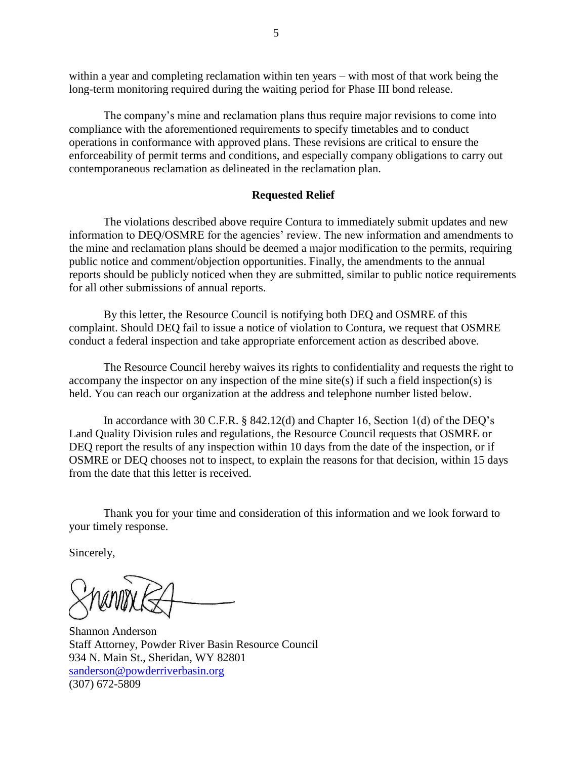within a year and completing reclamation within ten years – with most of that work being the long-term monitoring required during the waiting period for Phase III bond release.

The company's mine and reclamation plans thus require major revisions to come into compliance with the aforementioned requirements to specify timetables and to conduct operations in conformance with approved plans. These revisions are critical to ensure the enforceability of permit terms and conditions, and especially company obligations to carry out contemporaneous reclamation as delineated in the reclamation plan.

## Requested Relief

The violations described above require Contura to immediately submit updates and new information to DEQ/OSMRE for the agencies' review. The new information and amendments to the mine and reclamation plans should be deemed a major modification to the permits, requiring public notice and comment/objection opportunities. Finally, the amendments to the annual reports should be publicly noticed when they are submitted, similar to public notice requirements for all other submissions of annual reports.

By this letter, the Resource Council is notifying both DEQ and OSMRE of this complaint. Should DEQ fail to issue a notice of violation to Contura, we request that OSMRE conduct a federal inspection and take appropriate enforcement action as described above.

The Resource Council hereby waives its rights to confidentiality and requests the right to accompany the inspector on any inspection of the mine site(s) if such a field inspection(s) is held. You can reach our organization at the address and telephone number listed below.

In accordance with 30 C.F.R. § 842.12(d) and Chapter 16, Section 1(d) of the DEQ's Land Quality Division rules and regulations, the Resource Council requests that OSMRE or DEQ report the results of any inspection within 10 days from the date of the inspection, or if OSMRE or DEQ chooses not to inspect, to explain the reasons for that decision, within 15 days from the date that this letter is received.

Thank you for your time and consideration of this information and we look forward to your timely response.

Sincerely,

Shannon Anderson
Staff Attorney, Powder River Basin Resource Council
934 N. Main St., Sheridan, WY 82801
sanderson@powderriverbasin.org
(307) 672-5809